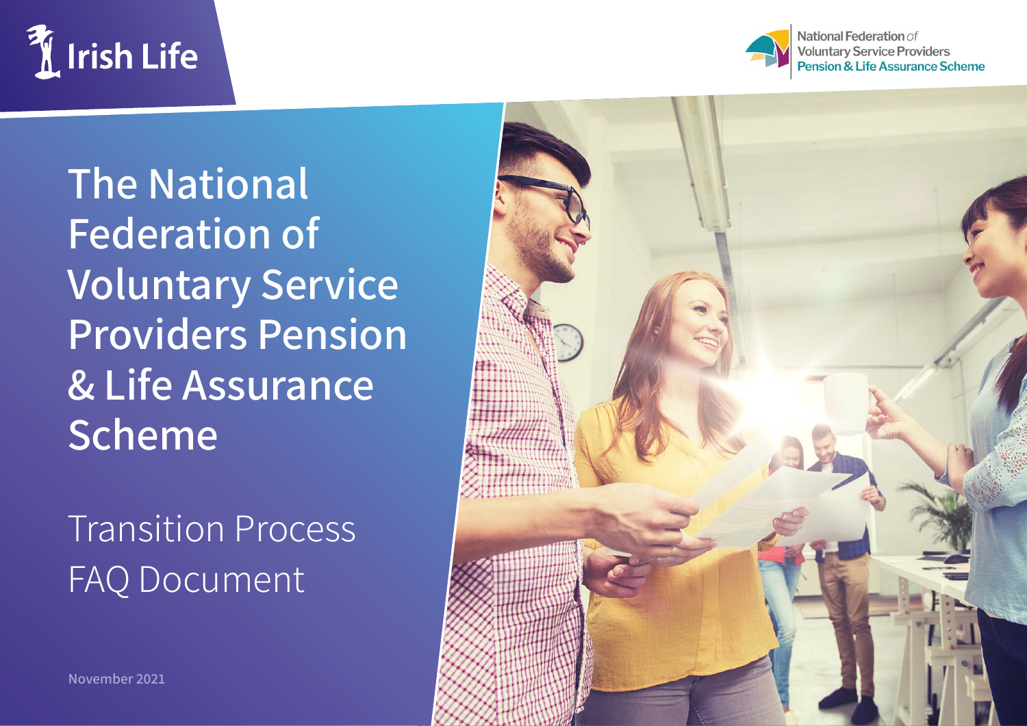Irish Life

National Federation *of* Voluntary Service Providers Pension & Life Assurance Scheme

# The National Federation of Voluntary Service Providers Pension & Life Assurance Scheme

## Transition Process FAQ Document

November 2021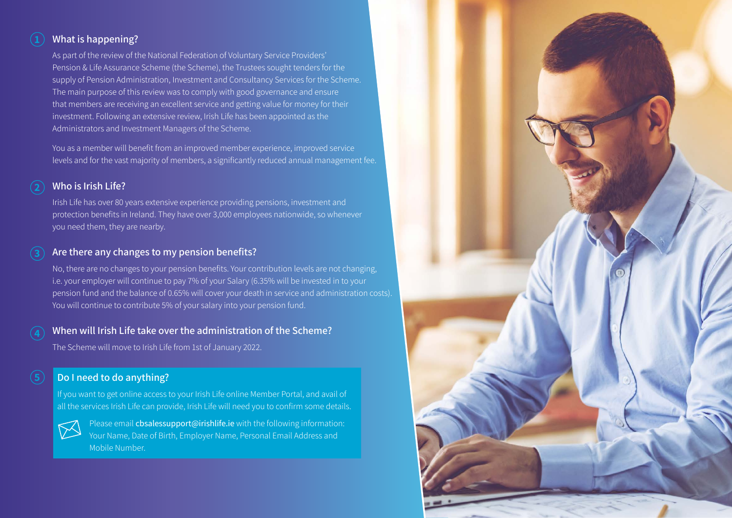## 1 What is happening?

As part of the review of the National Federation of Voluntary Service Providers' Pension & Life Assurance Scheme (the Scheme), the Trustees sought tenders for the supply of Pension Administration, Investment and Consultancy Services for the Scheme. The main purpose of this review was to comply with good governance and ensure that members are receiving an excellent service and getting value for money for their investment. Following an extensive review, Irish Life has been appointed as the Administrators and Investment Managers of the Scheme.

You as a member will benefit from an improved member experience, improved service levels and for the vast majority of members, a significantly reduced annual management fee.

## 2 Who is Irish Life?

Irish Life has over 80 years extensive experience providing pensions, investment and protection benefits in Ireland. They have over 3,000 employees nationwide, so whenever you need them, they are nearby.

## 3 Are there any changes to my pension benefits?

No, there are no changes to your pension benefits. Your contribution levels are not changing, i.e. your employer will continue to pay 7% of your Salary (6.35% will be invested in to your pension fund and the balance of 0.65% will cover your death in service and administration costs). You will continue to contribute 5% of your salary into your pension fund.

## 4 When will Irish Life take over the administration of the Scheme?

The Scheme will move to Irish Life from 1st of January 2022.

## 5 Do I need to do anything?

If you want to get online access to your Irish Life online Member Portal, and avail of all the services Irish Life can provide, Irish Life will need you to confirm some details.

Please email **cbsalessupport@irishlife.ie** with the following information: Your Name, Date of Birth, Employer Name, Personal Email Address and Mobile Number.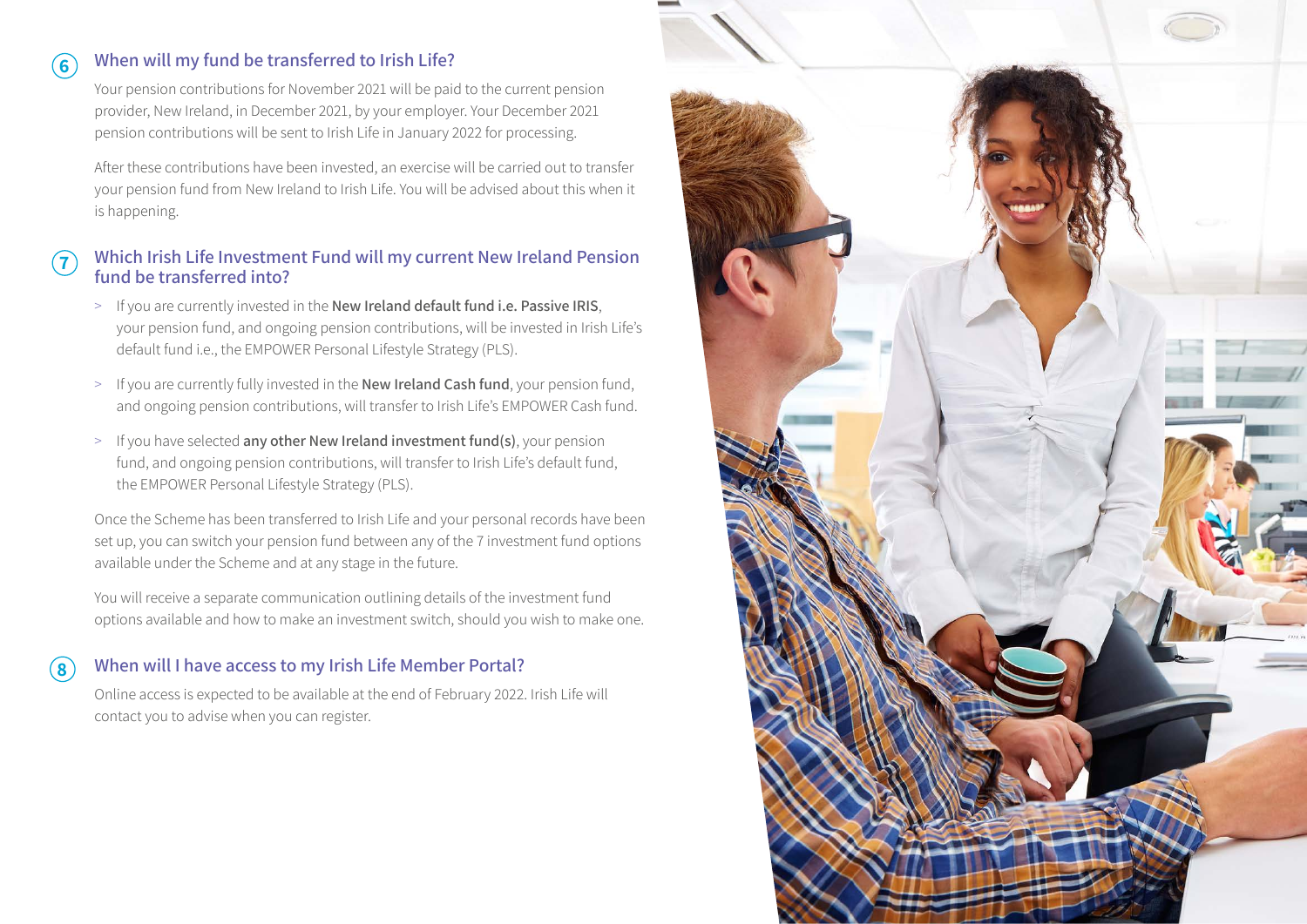## 6 When will my fund be transferred to Irish Life?

Your pension contributions for November 2021 will be paid to the current pension provider, New Ireland, in December 2021, by your employer. Your December 2021 pension contributions will be sent to Irish Life in January 2022 for processing.

After these contributions have been invested, an exercise will be carried out to transfer your pension fund from New Ireland to Irish Life. You will be advised about this when it is happening.

## 7 Which Irish Life Investment Fund will my current New Ireland Pension fund be transferred into?

- If you are currently invested in the **New Ireland default fund i.e. Passive IRIS**, your pension fund, and ongoing pension contributions, will be invested in Irish Life's default fund i.e., the EMPOWER Personal Lifestyle Strategy (PLS).
- If you are currently fully invested in the **New Ireland Cash fund**, your pension fund, and ongoing pension contributions, will transfer to Irish Life's EMPOWER Cash fund.
- If you have selected **any other New Ireland investment fund(s)**, your pension fund, and ongoing pension contributions, will transfer to Irish Life's default fund, the EMPOWER Personal Lifestyle Strategy (PLS).

Once the Scheme has been transferred to Irish Life and your personal records have been set up, you can switch your pension fund between any of the 7 investment fund options available under the Scheme and at any stage in the future.

You will receive a separate communication outlining details of the investment fund options available and how to make an investment switch, should you wish to make one.

## 8 When will I have access to my Irish Life Member Portal?

Online access is expected to be available at the end of February 2022. Irish Life will contact you to advise when you can register.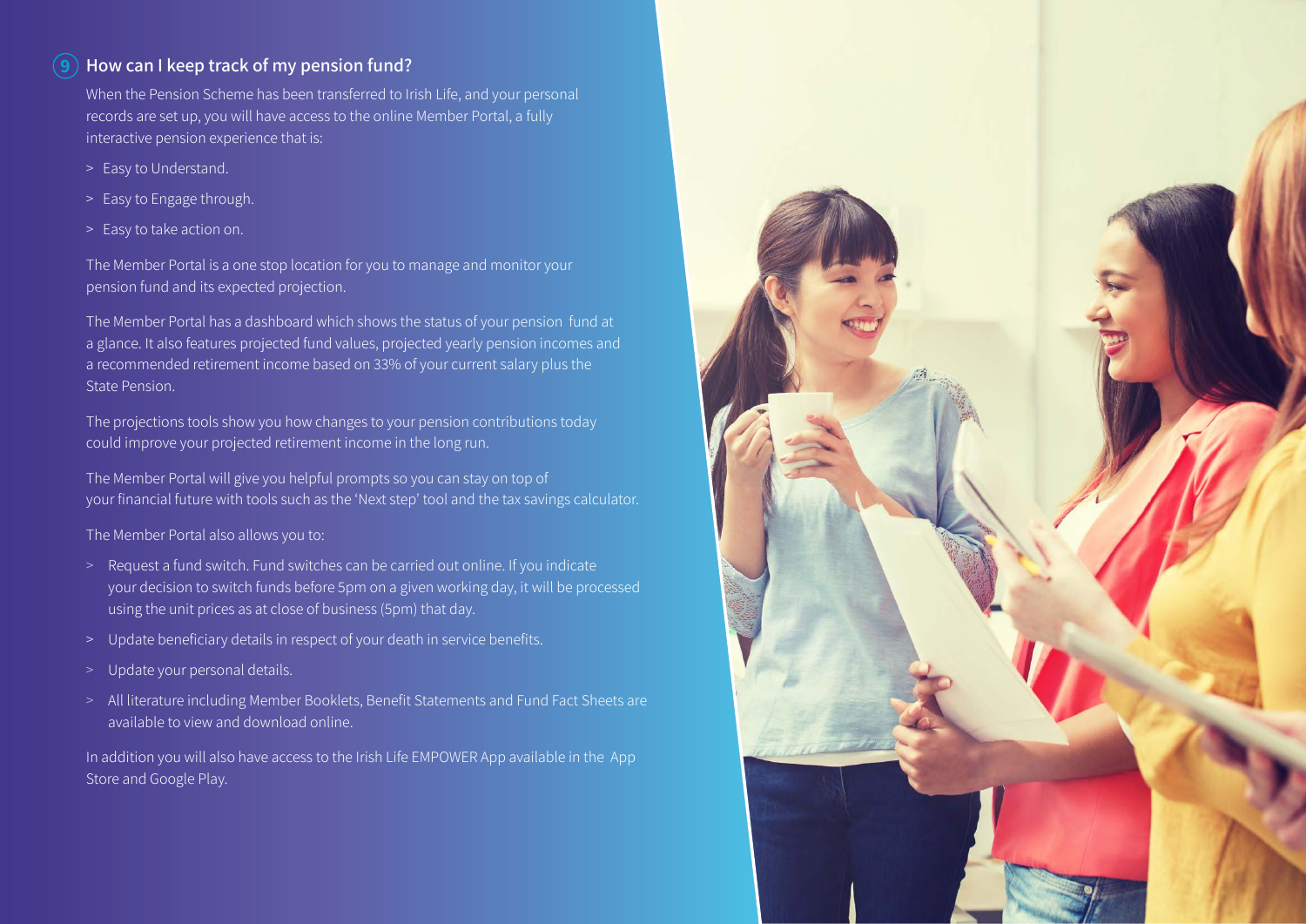## 9 How can I keep track of my pension fund?

When the Pension Scheme has been transferred to Irish Life, and your personal records are set up, you will have access to the online Member Portal, a fully interactive pension experience that is:

> Easy to Understand.

> Easy to Engage through.

> Easy to take action on.

The Member Portal is a one stop location for you to manage and monitor your pension fund and its expected projection.

The Member Portal has a dashboard which shows the status of your pension fund at a glance. It also features projected fund values, projected yearly pension incomes and a recommended retirement income based on 33% of your current salary plus the State Pension.

The projections tools show you how changes to your pension contributions today could improve your projected retirement income in the long run.

The Member Portal will give you helpful prompts so you can stay on top of your financial future with tools such as the 'Next step' tool and the tax savings calculator.

The Member Portal also allows you to:

> Request a fund switch. Fund switches can be carried out online. If you indicate your decision to switch funds before 5pm on a given working day, it will be processed using the unit prices as at close of business (5pm) that day.

> Update beneficiary details in respect of your death in service benefits.

> Update your personal details.

> All literature including Member Booklets, Benefit Statements and Fund Fact Sheets are available to view and download online.

In addition you will also have access to the Irish Life EMPOWER App available in the App Store and Google Play.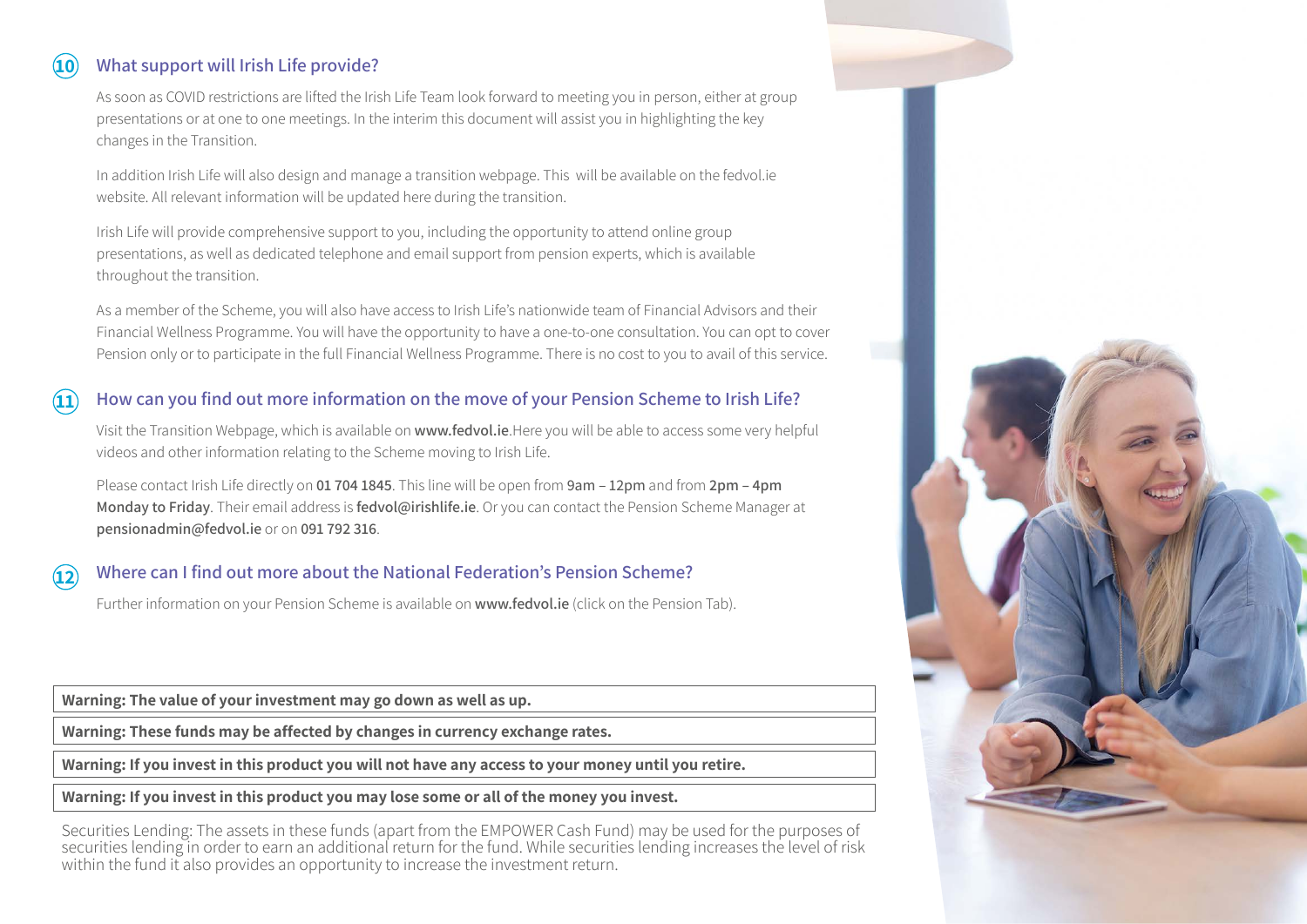## 10 What support will Irish Life provide?

As soon as COVID restrictions are lifted the Irish Life Team look forward to meeting you in person, either at group presentations or at one to one meetings. In the interim this document will assist you in highlighting the key changes in the Transition.

In addition Irish Life will also design and manage a transition webpage. This will be available on the fedvol.ie website. All relevant information will be updated here during the transition.

Irish Life will provide comprehensive support to you, including the opportunity to attend online group presentations, as well as dedicated telephone and email support from pension experts, which is available throughout the transition.

As a member of the Scheme, you will also have access to Irish Life's nationwide team of Financial Advisors and their Financial Wellness Programme. You will have the opportunity to have a one-to-one consultation. You can opt to cover Pension only or to participate in the full Financial Wellness Programme. There is no cost to you to avail of this service.

## 11 How can you find out more information on the move of your Pension Scheme to Irish Life?

Visit the Transition Webpage, which is available on **www.fedvol.ie**.Here you will be able to access some very helpful videos and other information relating to the Scheme moving to Irish Life.

Please contact Irish Life directly on **01 704 1845**. This line will be open from **9am – 12pm** and from **2pm – 4pm Monday to Friday**. Their email address is **fedvol@irishlife.ie**. Or you can contact the Pension Scheme Manager at **pensionadmin@fedvol.ie** or on **091 792 316**.

## 12 Where can I find out more about the National Federation's Pension Scheme?

Further information on your Pension Scheme is available on **www.fedvol.ie** (click on the Pension Tab).

**Warning: The value of your investment may go down as well as up.**

**Warning: These funds may be affected by changes in currency exchange rates.**

**Warning: If you invest in this product you will not have any access to your money until you retire.**

**Warning: If you invest in this product you may lose some or all of the money you invest.**

Securities Lending: The assets in these funds (apart from the EMPOWER Cash Fund) may be used for the purposes of securities lending in order to earn an additional return for the fund. While securities lending increases the level of risk within the fund it also provides an opportunity to increase the investment return.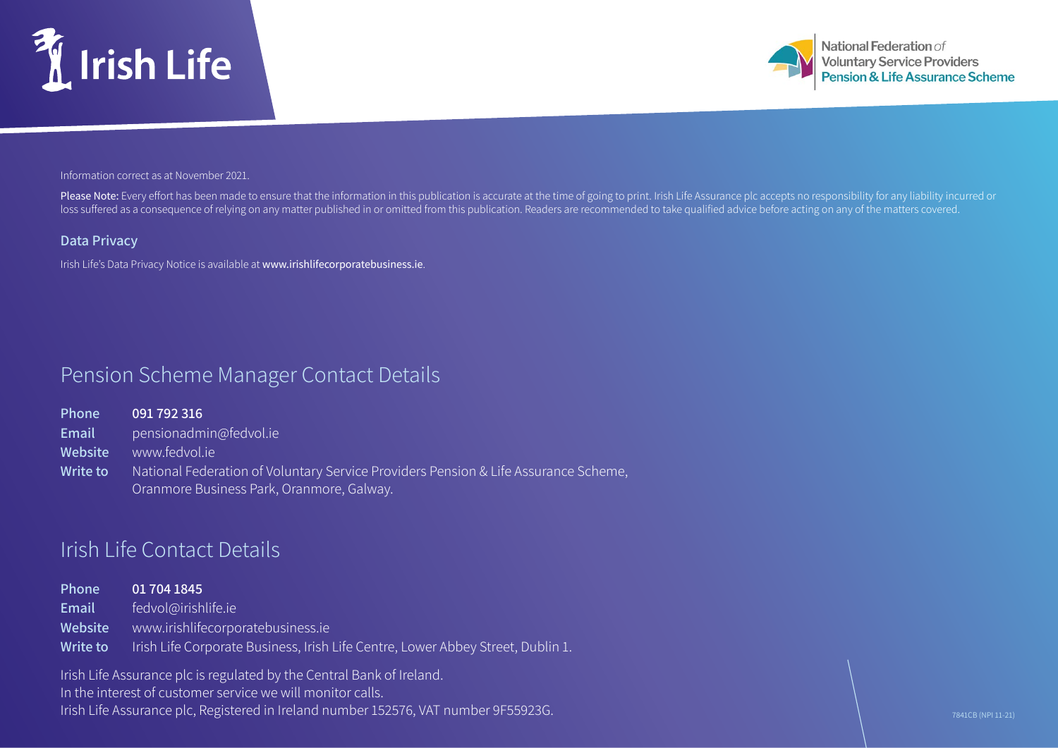Irish Life

National Federation of Voluntary Service Providers Pension & Life Assurance Scheme

Information correct as at November 2021.

**Please Note:** Every effort has been made to ensure that the information in this publication is accurate at the time of going to print. Irish Life Assurance plc accepts no responsibility for any liability incurred or loss suffered as a consequence of relying on any matter published in or omitted from this publication. Readers are recommended to take qualified advice before acting on any of the matters covered.

## Data Privacy

Irish Life's Data Privacy Notice is available at **www.irishlifecorporatebusiness.ie**.

## Pension Scheme Manager Contact Details

**Phone** 091 792 316
**Email** pensionadmin@fedvol.ie
**Website** www.fedvol.ie
**Write to** National Federation of Voluntary Service Providers Pension & Life Assurance Scheme, Oranmore Business Park, Oranmore, Galway.

## Irish Life Contact Details

**Phone** 01 704 1845
**Email** fedvol@irishlife.ie
**Website** www.irishlifecorporatebusiness.ie
**Write to** Irish Life Corporate Business, Irish Life Centre, Lower Abbey Street, Dublin 1.

Irish Life Assurance plc is regulated by the Central Bank of Ireland.
In the interest of customer service we will monitor calls.
Irish Life Assurance plc, Registered in Ireland number 152576, VAT number 9F55923G.

7841CB (NPI 11-21)